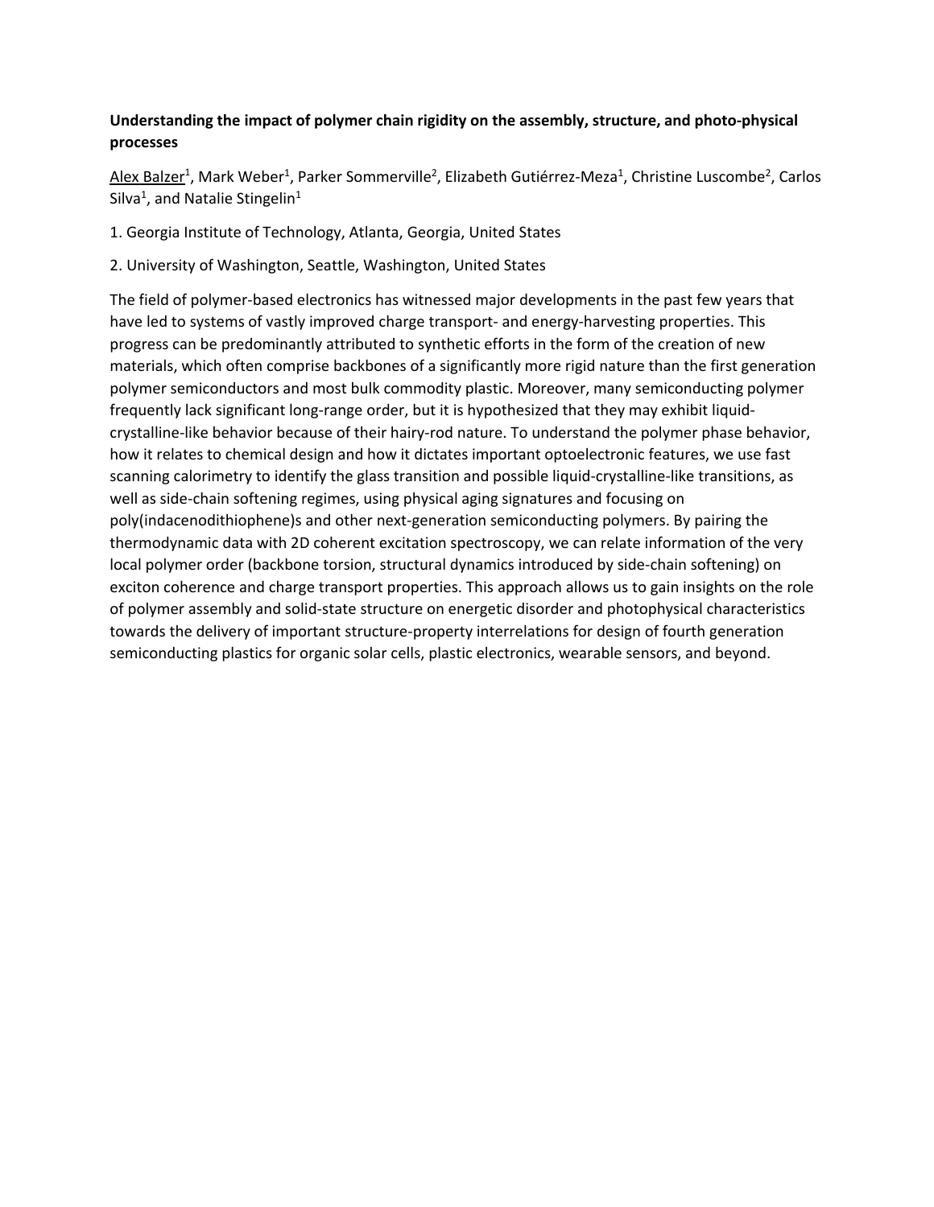**Understanding the impact of polymer chain rigidity on the assembly, structure, and photo-physical processes**

Alex Balzer[1], Mark Weber[1], Parker Sommerville[2], Elizabeth Gutiérrez-Meza[1], Christine Luscombe[2], Carlos Silva[1], and Natalie Stingelin[1]

1. Georgia Institute of Technology, Atlanta, Georgia, United States

2. University of Washington, Seattle, Washington, United States

The field of polymer-based electronics has witnessed major developments in the past few years that have led to systems of vastly improved charge transport- and energy-harvesting properties. This progress can be predominantly attributed to synthetic efforts in the form of the creation of new materials, which often comprise backbones of a significantly more rigid nature than the first generation polymer semiconductors and most bulk commodity plastic. Moreover, many semiconducting polymer frequently lack significant long-range order, but it is hypothesized that they may exhibit liquid-crystalline-like behavior because of their hairy-rod nature. To understand the polymer phase behavior, how it relates to chemical design and how it dictates important optoelectronic features, we use fast scanning calorimetry to identify the glass transition and possible liquid-crystalline-like transitions, as well as side-chain softening regimes, using physical aging signatures and focusing on poly(indacenodithiophene)s and other next-generation semiconducting polymers. By pairing the thermodynamic data with 2D coherent excitation spectroscopy, we can relate information of the very local polymer order (backbone torsion, structural dynamics introduced by side-chain softening) on exciton coherence and charge transport properties. This approach allows us to gain insights on the role of polymer assembly and solid-state structure on energetic disorder and photophysical characteristics towards the delivery of important structure-property interrelations for design of fourth generation semiconducting plastics for organic solar cells, plastic electronics, wearable sensors, and beyond.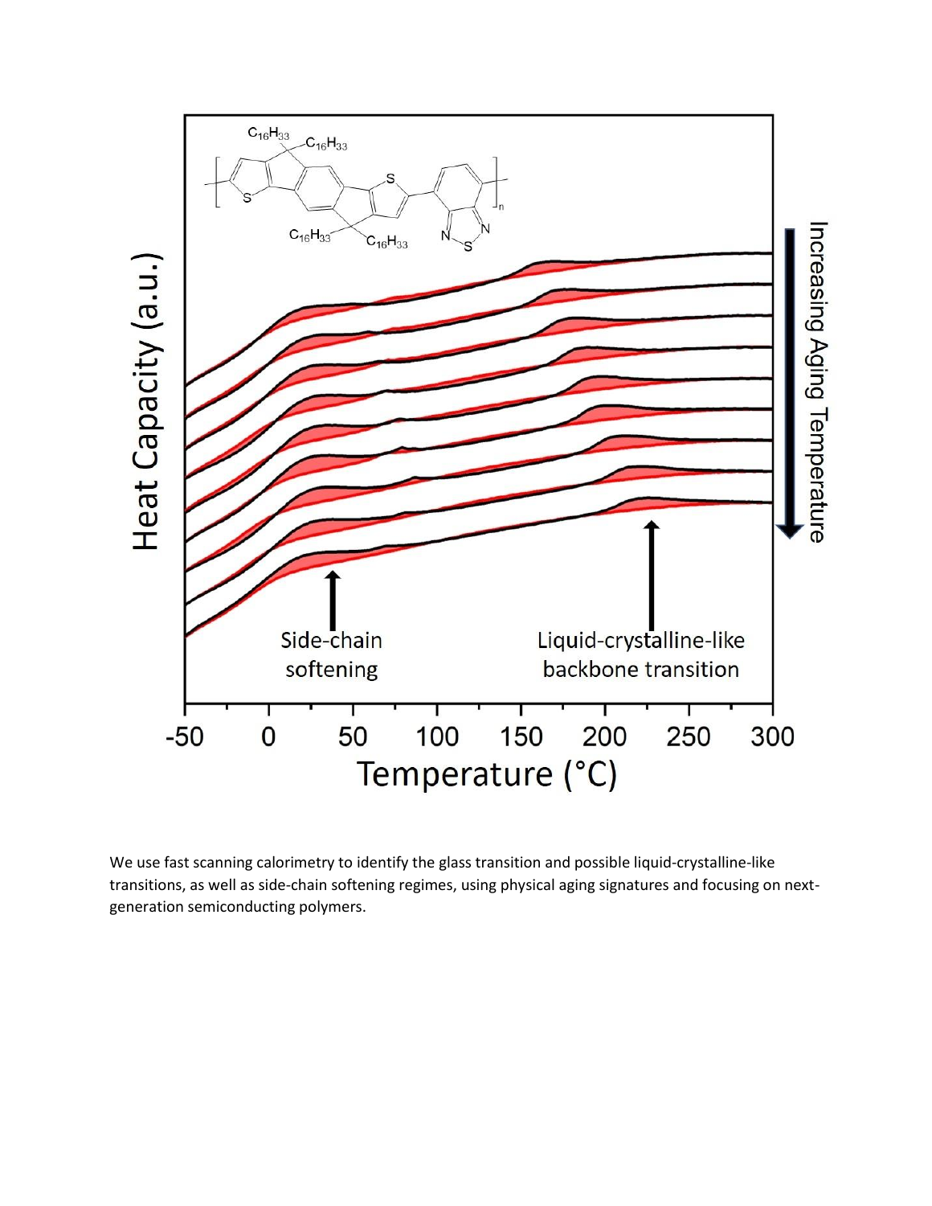Heat Capacity (a.u.)

Increasing Aging Temperature

Side-chain softening

Liquid-crystalline-like backbone transition

-50 0 50 100 150 200 250 300

Temperature (°C)

We use fast scanning calorimetry to identify the glass transition and possible liquid-crystalline-like transitions, as well as side-chain softening regimes, using physical aging signatures and focusing on next-generation semiconducting polymers.